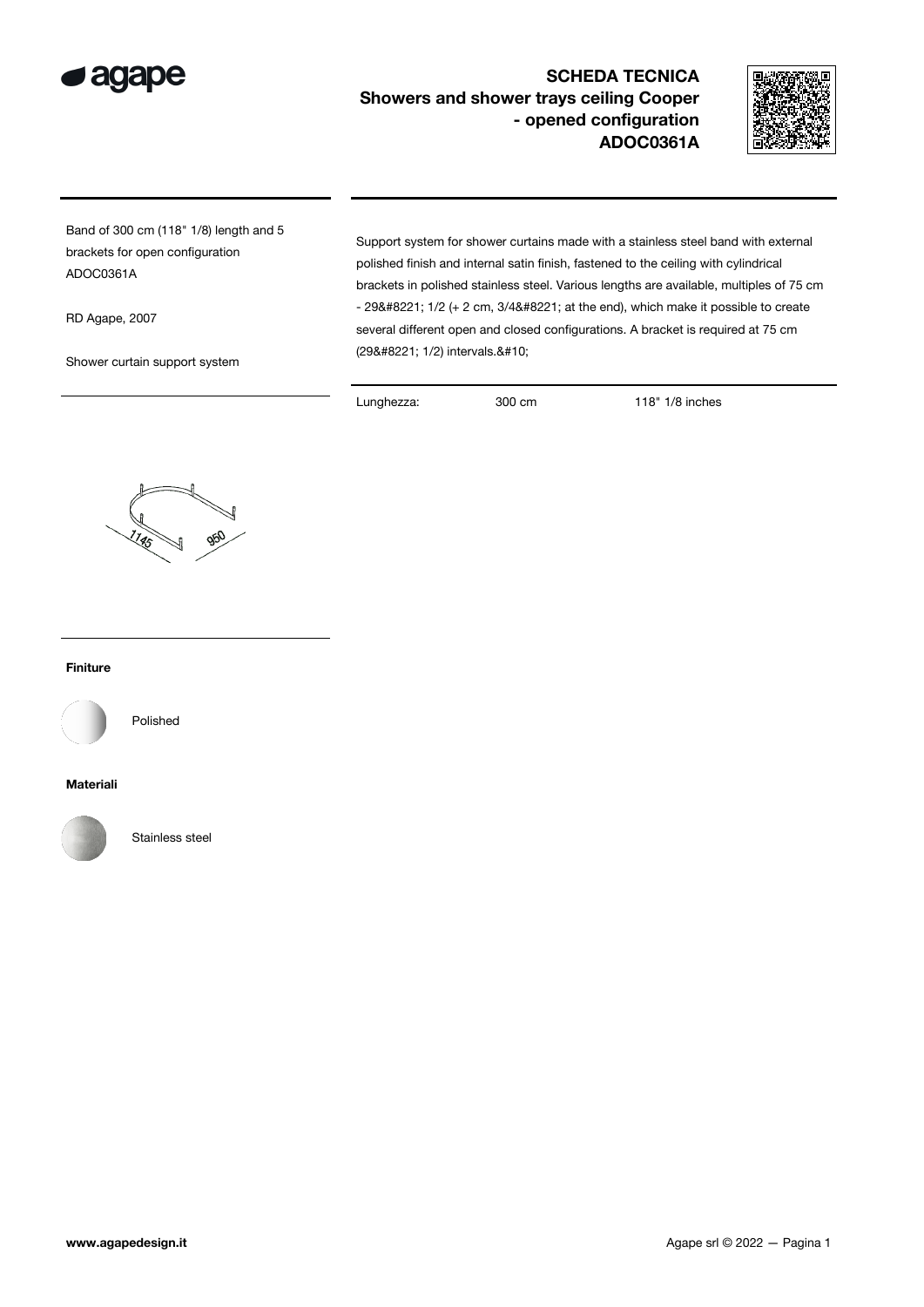# SCHEDA TECNICA

## Showers and shower trays ceiling Cooper - opened configuration ADOC0361A

Band of 300 cm (118" 1/8) length and 5 brackets for open configuration ADOC0361A

RD Agape, 2007

Shower curtain support system

Support system for shower curtains made with a stainless steel band with external polished finish and internal satin finish, fastened to the ceiling with cylindrical brackets in polished stainless steel. Various lengths are available, multiples of 75 cm - 29&#8221; 1/2 (+ 2 cm, 3/4&#8221; at the end), which make it possible to create several different open and closed configurations. A bracket is required at 75 cm (29&#8221; 1/2) intervals.&#10;

| Lunghezza: | 300 cm | 118" 1/8 inches |
|---|---|---|

1145

950

### Finiture

Polished

### Materiali

Stainless steel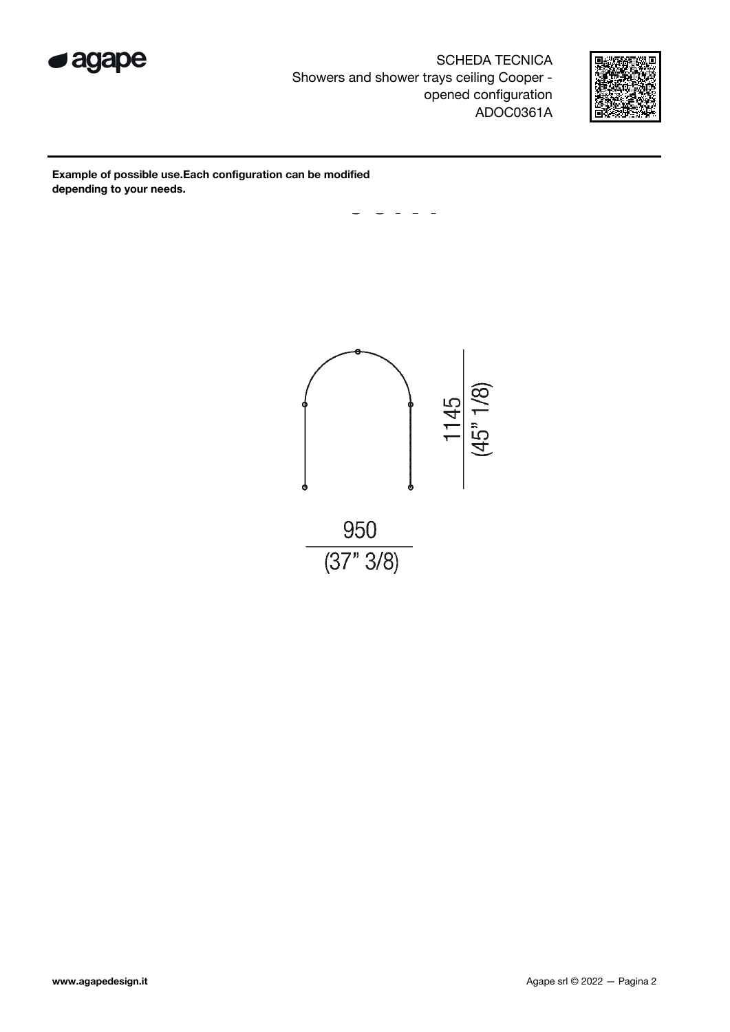# SCHEDA TECNICA

Showers and shower trays ceiling Cooper - opened configuration

ADOC0361A

**Example of possible use.Each configuration can be modified depending to your needs.**

1145 (45" 1/8)

950 (37" 3/8)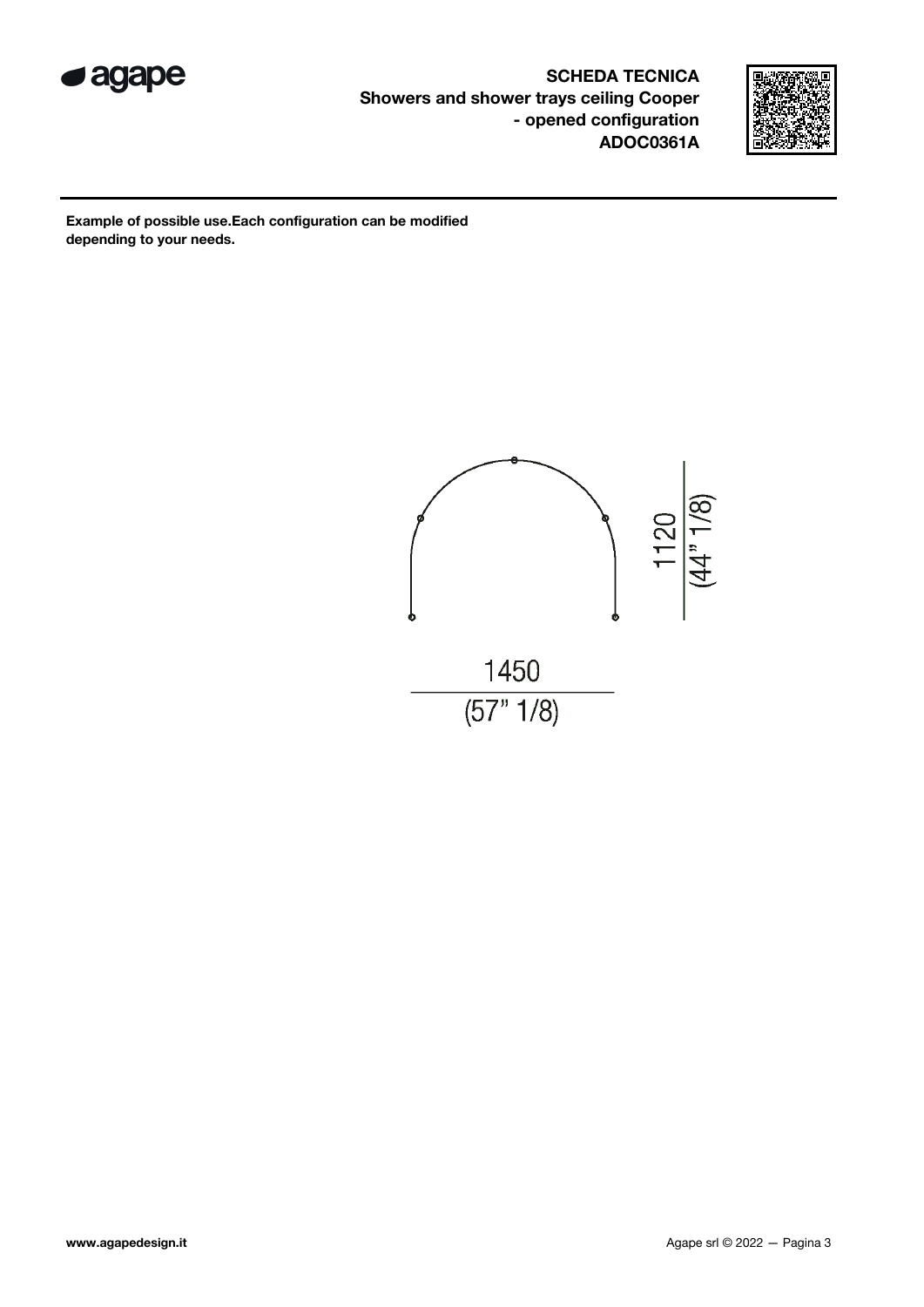**SCHEDA TECNICA**
**Showers and shower trays ceiling Cooper - opened configuration**
**ADOC0361A**

**Example of possible use.Each configuration can be modified depending to your needs.**

1120
(44" 1/8)

1450
(57" 1/8)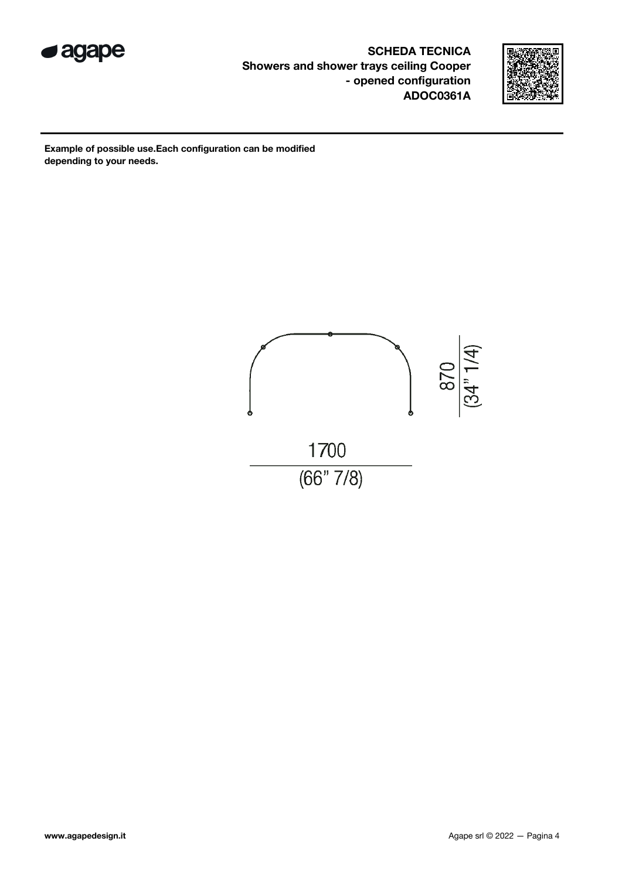**SCHEDA TECNICA**
**Showers and shower trays ceiling Cooper - opened configuration**
**ADOC0361A**

**Example of possible use.Each configuration can be modified depending to your needs.**

870
(34" 1/4)

1700
(66" 7/8)